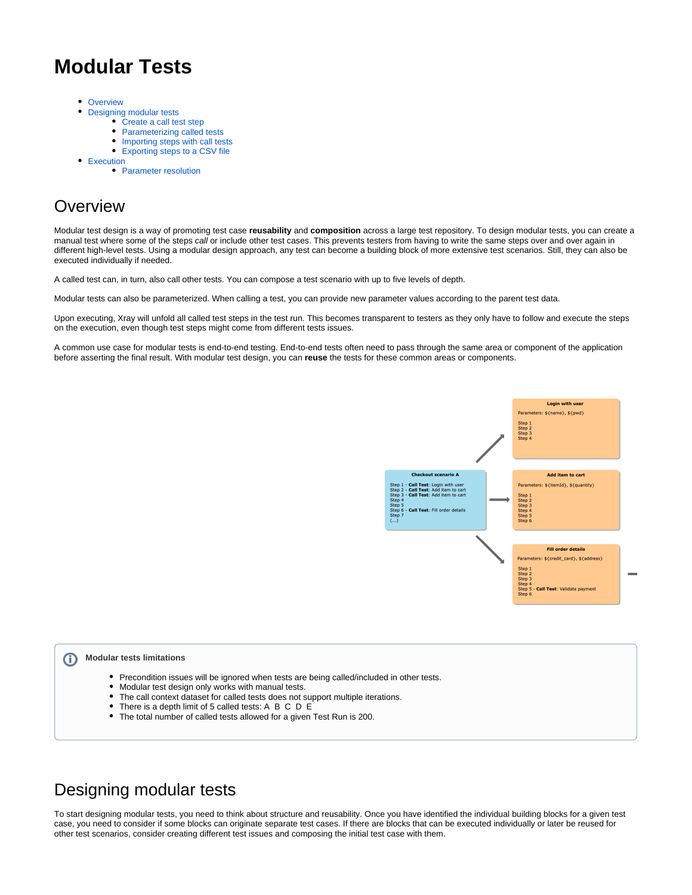# Modular Tests

- Overview
- Designing modular tests
  - Create a call test step
  - Parameterizing called tests
  - Importing steps with call tests
  - Exporting steps to a CSV file
- Execution
  - Parameter resolution

## Overview

Modular test design is a way of promoting test case **reusability** and **composition** across a large test repository. To design modular tests, you can create a manual test where some of the steps *call* or include other test cases. This prevents testers from having to write the same steps over and over again in different high-level tests. Using a modular design approach, any test can become a building block of more extensive test scenarios. Still, they can also be executed individually if needed.

A called test can, in turn, also call other tests. You can compose a test scenario with up to five levels of depth.

Modular tests can also be parameterized. When calling a test, you can provide new parameter values according to the parent test data.

Upon executing, Xray will unfold all called test steps in the test run. This becomes transparent to testers as they only have to follow and execute the steps on the execution, even though test steps might come from different tests issues.

A common use case for modular tests is end-to-end testing. End-to-end tests often need to pass through the same area or component of the application before asserting the final result. With modular test design, you can **reuse** the tests for these common areas or components.

**Checkout scenario A**

Step 1 - **Call Test**: Login with user
Step 2 - **Call Test**: Add item to cart
Step 3 - **Call Test**: Add item to cart
Step 4
Step 5
Step 6 - **Call Test**: Fill order details
Step 7
(...)

**Login with user**

Parameters: ${name}, ${pwd}

Step 1
Step 2
Step 3
Step 4

**Add item to cart**

Parameters: ${itemId}, ${quantity}

Step 1
Step 2
Step 3
Step 4
Step 5
Step 6

**Fill order details**

Parameters: ${credit_card}, ${address}

Step 1
Step 2
Step 3
Step 4
Step 5 - **Call Test**: Validate payment
Step 6

> **Modular tests limitations**
>
> - Precondition issues will be ignored when tests are being called/included in other tests.
> - Modular test design only works with manual tests.
> - The call context dataset for called tests does not support multiple iterations.
> - There is a depth limit of 5 called tests: A B C D E
> - The total number of called tests allowed for a given Test Run is 200.

## Designing modular tests

To start designing modular tests, you need to think about structure and reusability. Once you have identified the individual building blocks for a given test case, you need to consider if some blocks can originate separate test cases. If there are blocks that can be executed individually or later be reused for other test scenarios, consider creating different test issues and composing the initial test case with them.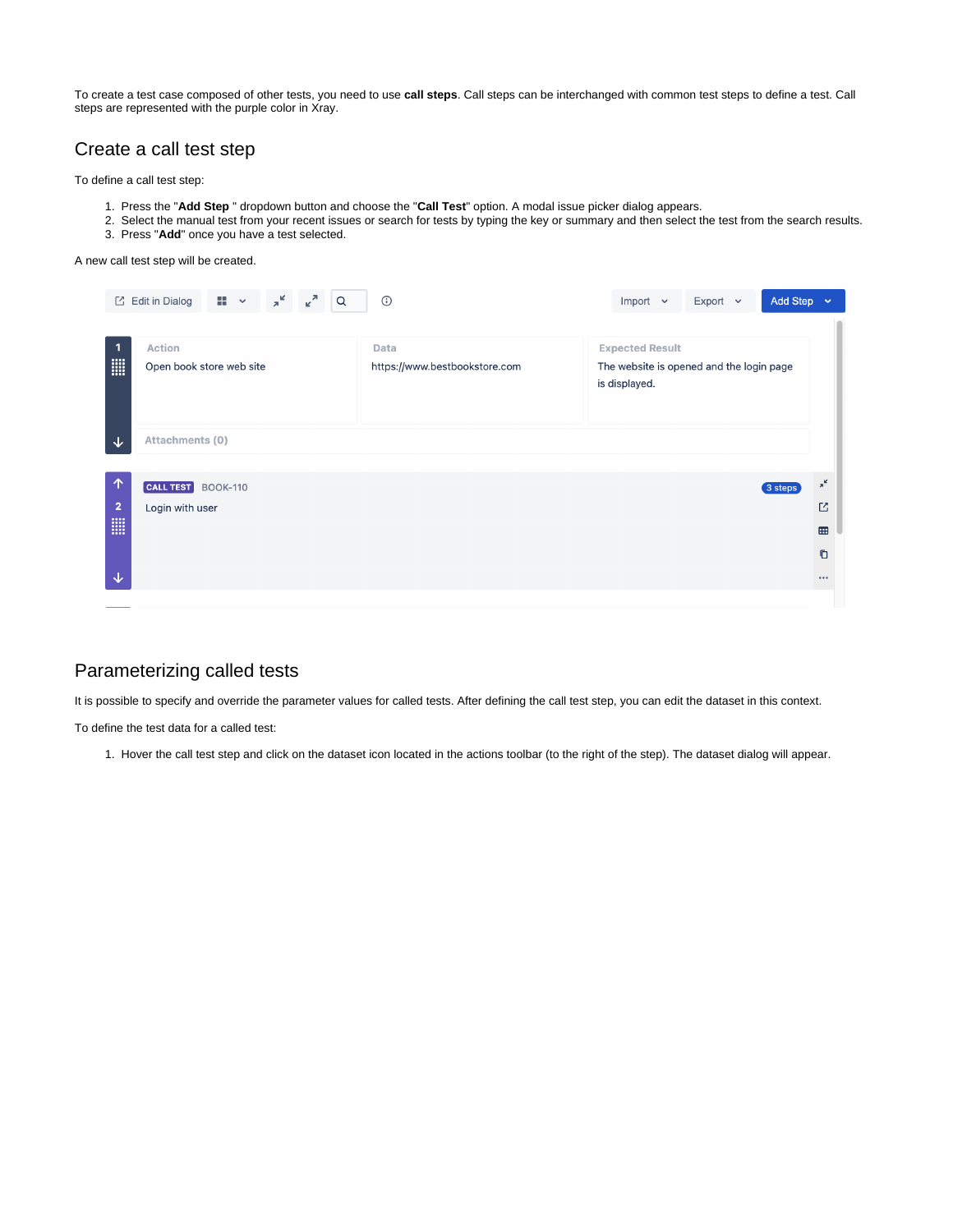To create a test case composed of other tests, you need to use **call steps**. Call steps can be interchanged with common test steps to define a test. Call steps are represented with the purple color in Xray.

## Create a call test step

To define a call test step:

1. Press the "**Add Step** " dropdown button and choose the "**Call Test**" option. A modal issue picker dialog appears.
2. Select the manual test from your recent issues or search for tests by typing the key or summary and then select the test from the search results.
3. Press "**Add**" once you have a test selected.

A new call test step will be created.

## Parameterizing called tests

It is possible to specify and override the parameter values for called tests. After defining the call test step, you can edit the dataset in this context.

To define the test data for a called test:

1. Hover the call test step and click on the dataset icon located in the actions toolbar (to the right of the step). The dataset dialog will appear.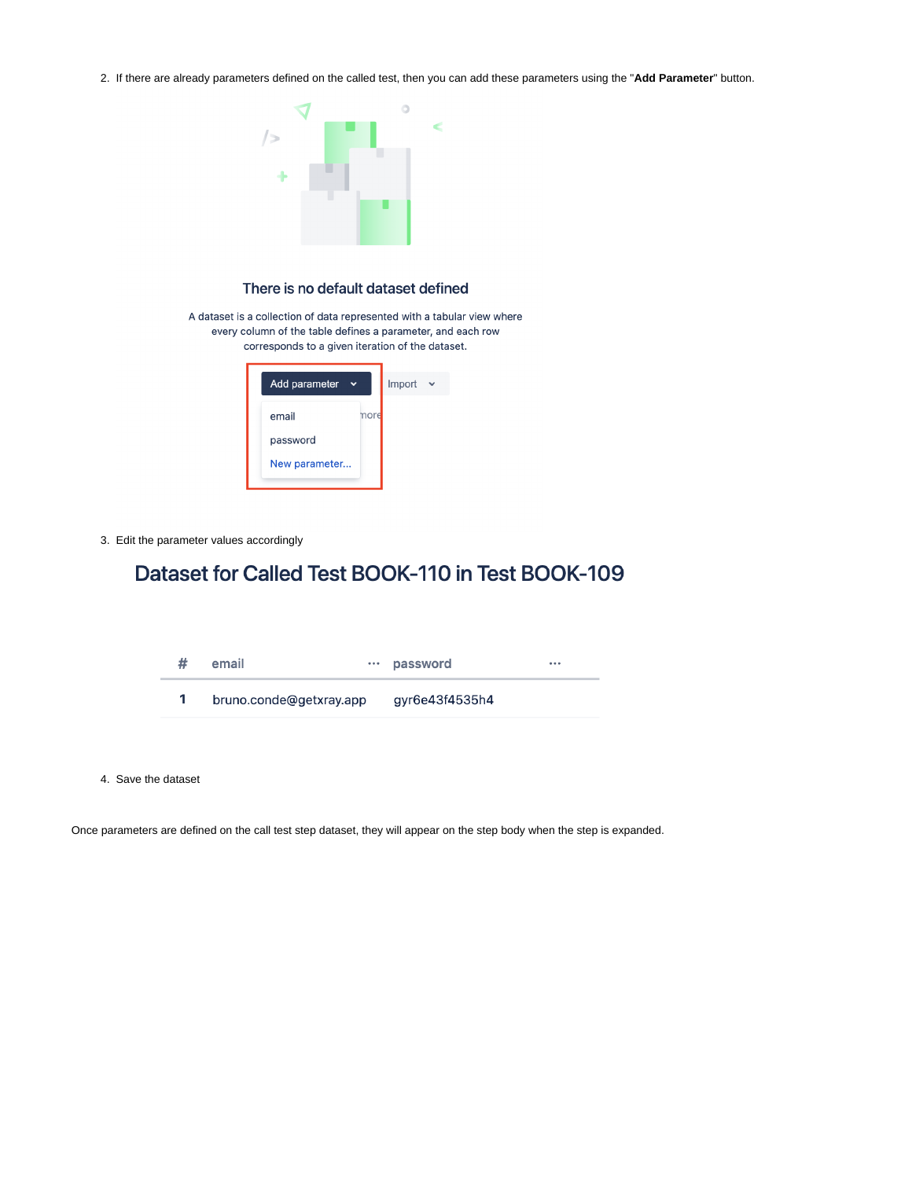2. If there are already parameters defined on the called test, then you can add these parameters using the "**Add Parameter**" button.

There is no default dataset defined

A dataset is a collection of data represented with a tabular view where every column of the table defines a parameter, and each row corresponds to a given iteration of the dataset.

Add parameter | Import

- email
- password
- New parameter...

3. Edit the parameter values accordingly

Dataset for Called Test BOOK-110 in Test BOOK-109

| # | email | password |
|---|---|---|
| 1 | bruno.conde@getxray.app | gyr6e43f4535h4 |

4. Save the dataset

Once parameters are defined on the call test step dataset, they will appear on the step body when the step is expanded.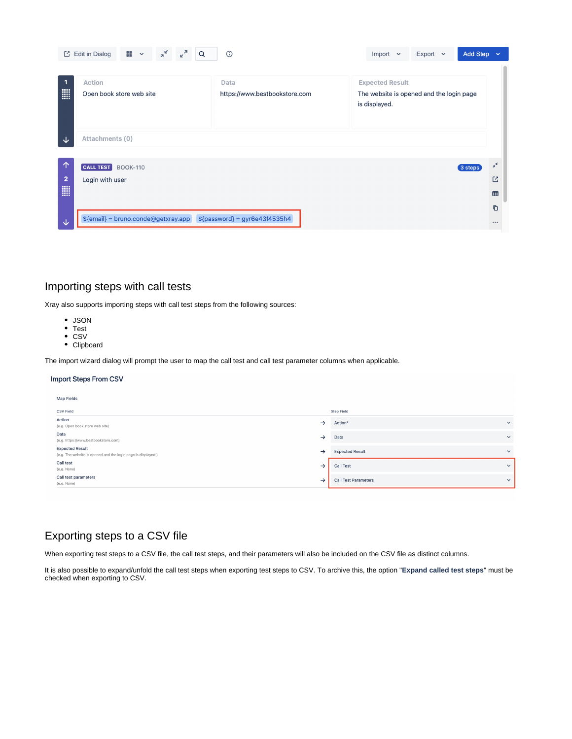## Importing steps with call tests

Xray also supports importing steps with call test steps from the following sources:

- JSON
- Test
- CSV
- Clipboard

The import wizard dialog will prompt the user to map the call test and call test parameter columns when applicable.

## Exporting steps to a CSV file

When exporting test steps to a CSV file, the call test steps, and their parameters will also be included on the CSV file as distinct columns.

It is also possible to expand/unfold the call test steps when exporting test steps to CSV. To archive this, the option "**Expand called test steps**" must be checked when exporting to CSV.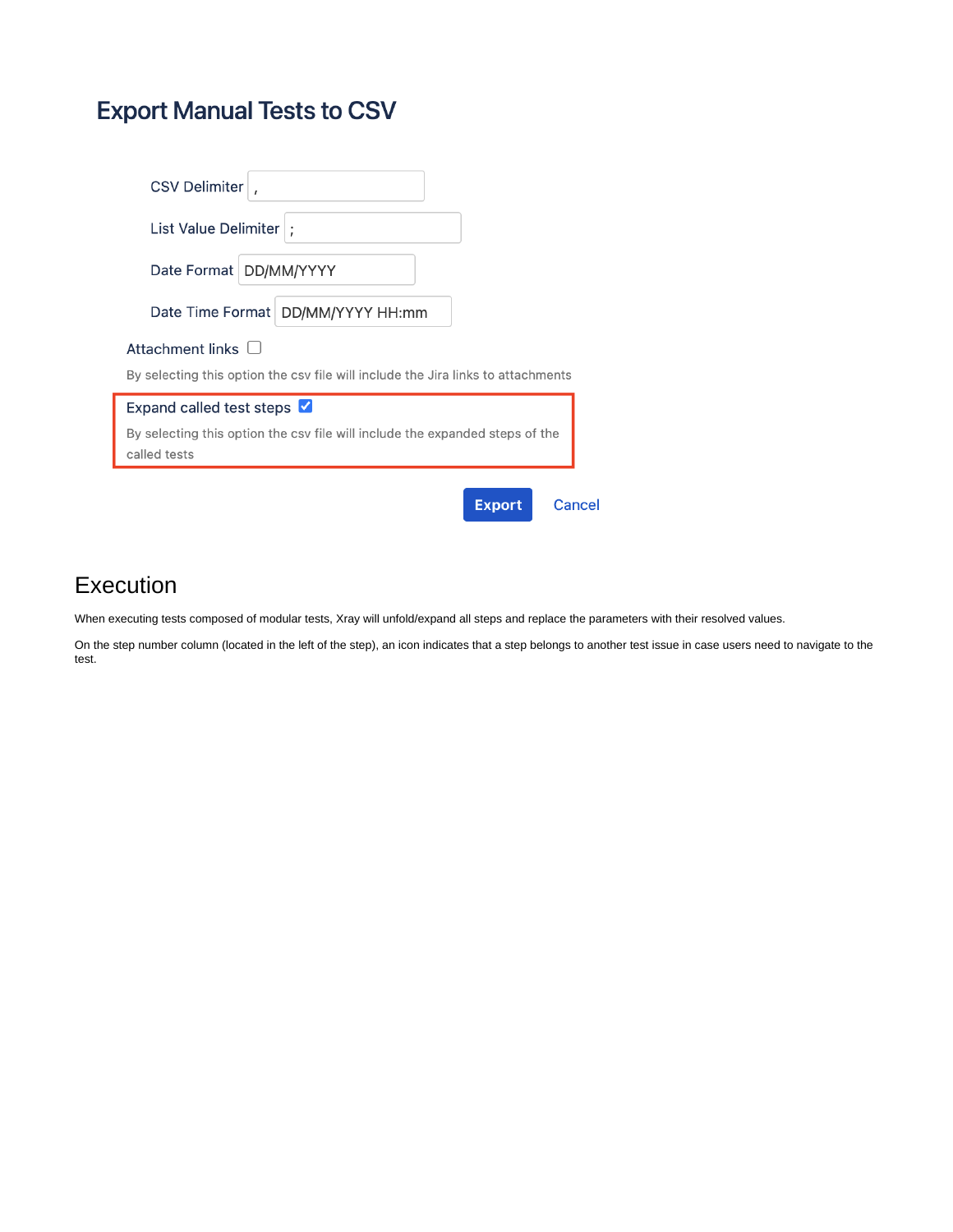## Export Manual Tests to CSV

CSV Delimiter ,

List Value Delimiter ;

Date Format DD/MM/YYYY

Date Time Format DD/MM/YYYY HH:mm

Attachment links ☐

By selecting this option the csv file will include the Jira links to attachments

Expand called test steps ☑

By selecting this option the csv file will include the expanded steps of the called tests

Export Cancel

# Execution

When executing tests composed of modular tests, Xray will unfold/expand all steps and replace the parameters with their resolved values.

On the step number column (located in the left of the step), an icon indicates that a step belongs to another test issue in case users need to navigate to the test.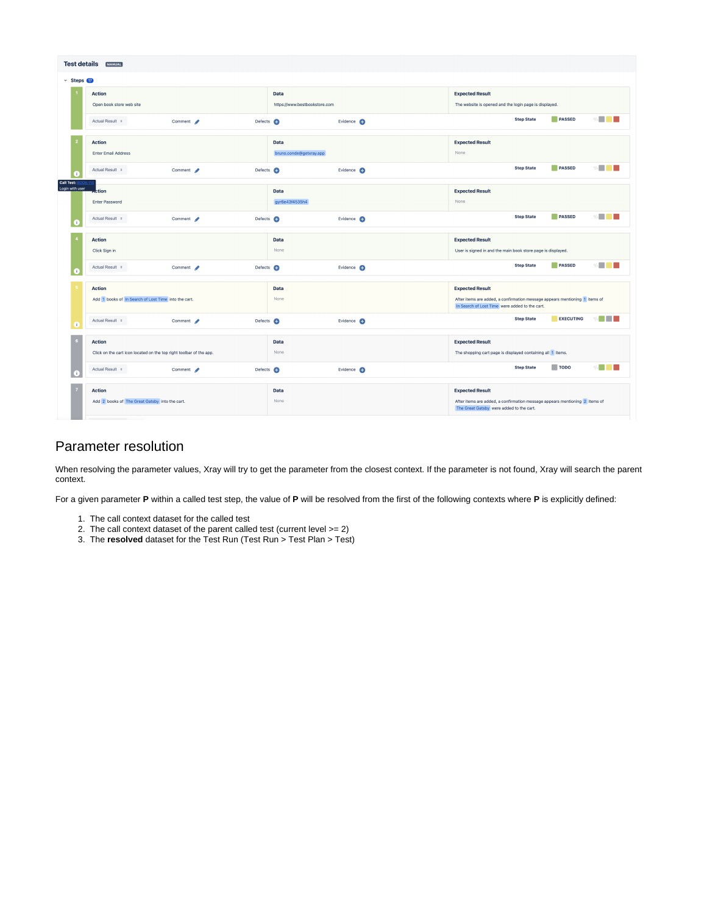Test details MANUAL

Steps 17

| # | Action | Data | Expected Result | Step State |
|---|---|---|---|---|
| 1 | Open book store web site | https://www.bestbookstore.com | The website is opened and the login page is displayed. | PASSED |
| 2 | Enter Email Address | bruno.conde@getxray.app | None | PASSED |
| 3 | Enter Password | gyr6e43f4535h4 | None | PASSED |
| 4 | Click Sign in | None | User is signed in and the main book store page is displayed. | PASSED |
| 5 | Add 1 books of In Search of Lost Time into the cart. | None | After items are added, a confirmation message appears mentioning 1 items of In Search of Lost Time were added to the cart. | EXECUTING |
| 6 | Click on the cart icon located on the top right toolbar of the app. | None | The shopping cart page is displayed containing all 1 items. | TODO |
| 7 | Add 2 books of The Great Gatsby into the cart. | None | After items are added, a confirmation message appears mentioning 2 items of The Great Gatsby were added to the cart. | |

Call Test: BOOK-110
Login with user

## Parameter resolution

When resolving the parameter values, Xray will try to get the parameter from the closest context. If the parameter is not found, Xray will search the parent context.

For a given parameter **P** within a called test step, the value of **P** will be resolved from the first of the following contexts where **P** is explicitly defined:

1. The call context dataset for the called test
2. The call context dataset of the parent called test (current level >= 2)
3. The **resolved** dataset for the Test Run (Test Run > Test Plan > Test)